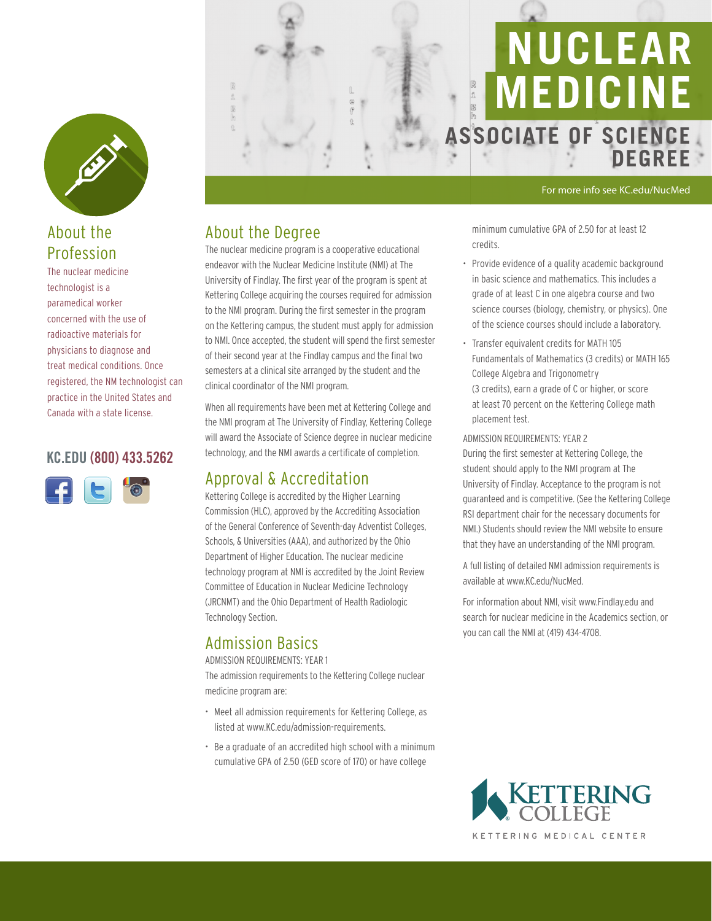# NUCLEAR MEDICINE

## ASSOCIATE OF SCIENCE DEGREE

For more info see KC.edu/NucMed

## About the Profession

The nuclear medicine technologist is a paramedical worker concerned with the use of radioactive materials for physicians to diagnose and treat medical conditions. Once registered, the NM technologist can practice in the United States and Canada with a state license.

**KC.EDU (800) 433.5262**

## About the Degree

The nuclear medicine program is a cooperative educational endeavor with the Nuclear Medicine Institute (NMI) at The University of Findlay. The first year of the program is spent at Kettering College acquiring the courses required for admission to the NMI program. During the first semester in the program on the Kettering campus, the student must apply for admission to NMI. Once accepted, the student will spend the first semester of their second year at the Findlay campus and the final two semesters at a clinical site arranged by the student and the clinical coordinator of the NMI program.

When all requirements have been met at Kettering College and the NMI program at The University of Findlay, Kettering College will award the Associate of Science degree in nuclear medicine technology, and the NMI awards a certificate of completion.

## Approval & Accreditation

Kettering College is accredited by the Higher Learning Commission (HLC), approved by the Accrediting Association of the General Conference of Seventh-day Adventist Colleges, Schools, & Universities (AAA), and authorized by the Ohio Department of Higher Education. The nuclear medicine technology program at NMI is accredited by the Joint Review Committee of Education in Nuclear Medicine Technology (JRCNMT) and the Ohio Department of Health Radiologic Technology Section.

## Admission Basics

ADMISSION REQUIREMENTS: YEAR 1

The admission requirements to the Kettering College nuclear medicine program are:

- Meet all admission requirements for Kettering College, as listed at www.KC.edu/admission-requirements.
- Be a graduate of an accredited high school with a minimum cumulative GPA of 2.50 (GED score of 170) or have college minimum cumulative GPA of 2.50 for at least 12 credits.
- Provide evidence of a quality academic background in basic science and mathematics. This includes a grade of at least C in one algebra course and two science courses (biology, chemistry, or physics). One of the science courses should include a laboratory.
- Transfer equivalent credits for MATH 105 Fundamentals of Mathematics (3 credits) or MATH 165 College Algebra and Trigonometry (3 credits), earn a grade of C or higher, or score at least 70 percent on the Kettering College math placement test.

ADMISSION REQUIREMENTS: YEAR 2

During the first semester at Kettering College, the student should apply to the NMI program at The University of Findlay. Acceptance to the program is not guaranteed and is competitive. (See the Kettering College RSI department chair for the necessary documents for NMI.) Students should review the NMI website to ensure that they have an understanding of the NMI program.

A full listing of detailed NMI admission requirements is available at www.KC.edu/NucMed.

For information about NMI, visit www.Findlay.edu and search for nuclear medicine in the Academics section, or you can call the NMI at (419) 434-4708.

KETTERING COLLEGE
KETTERING MEDICAL CENTER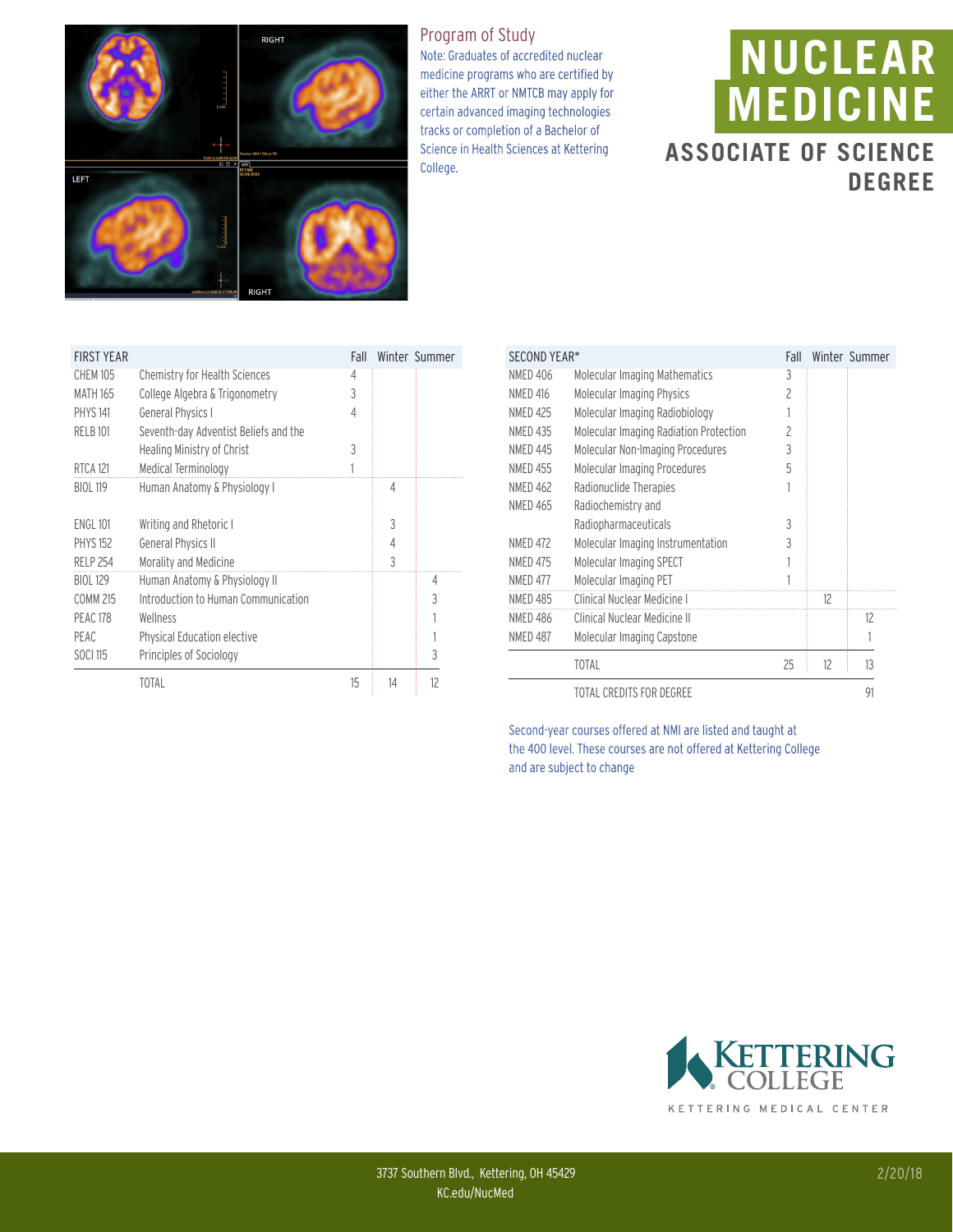# NUCLEAR MEDICINE

## ASSOCIATE OF SCIENCE DEGREE

### Program of Study

Note: Graduates of accredited nuclear medicine programs who are certified by either the ARRT or NMTCB may apply for certain advanced imaging technologies tracks or completion of a Bachelor of Science in Health Sciences at Kettering College.

| FIRST YEAR | | Fall | Winter | Summer |
|---|---|---|---|---|
| CHEM 105 | Chemistry for Health Sciences | 4 | | |
| MATH 165 | College Algebra & Trigonometry | 3 | | |
| PHYS 141 | General Physics I | 4 | | |
| RELB 101 | Seventh-day Adventist Beliefs and the Healing Ministry of Christ | 3 | | |
| RTCA 121 | Medical Terminology | 1 | | |
| BIOL 119 | Human Anatomy & Physiology I | | 4 | |
| ENGL 101 | Writing and Rhetoric I | | 3 | |
| PHYS 152 | General Physics II | | 4 | |
| RELP 254 | Morality and Medicine | | 3 | |
| BIOL 129 | Human Anatomy & Physiology II | | | 4 |
| COMM 215 | Introduction to Human Communication | | | 3 |
| PEAC 178 | Wellness | | | 1 |
| PEAC | Physical Education elective | | | 1 |
| SOCI 115 | Principles of Sociology | | | 3 |
| | TOTAL | 15 | 14 | 12 |

| SECOND YEAR* | | Fall | Winter | Summer |
|---|---|---|---|---|
| NMED 406 | Molecular Imaging Mathematics | 3 | | |
| NMED 416 | Molecular Imaging Physics | 2 | | |
| NMED 425 | Molecular Imaging Radiobiology | 1 | | |
| NMED 435 | Molecular Imaging Radiation Protection | 2 | | |
| NMED 445 | Molecular Non-Imaging Procedures | 3 | | |
| NMED 455 | Molecular Imaging Procedures | 5 | | |
| NMED 462 | Radionuclide Therapies | 1 | | |
| NMED 465 | Radiochemistry and Radiopharmaceuticals | 3 | | |
| NMED 472 | Molecular Imaging Instrumentation | 3 | | |
| NMED 475 | Molecular Imaging SPECT | 1 | | |
| NMED 477 | Molecular Imaging PET | 1 | | |
| NMED 485 | Clinical Nuclear Medicine I | | 12 | |
| NMED 486 | Clinical Nuclear Medicine II | | | 12 |
| NMED 487 | Molecular Imaging Capstone | | | 1 |
| | TOTAL | 25 | 12 | 13 |
| | TOTAL CREDITS FOR DEGREE | | | 91 |

Second-year courses offered at NMI are listed and taught at the 400 level. These courses are not offered at Kettering College and are subject to change

KETTERING COLLEGE
KETTERING MEDICAL CENTER

3737 Southern Blvd., Kettering, OH 45429
KC.edu/NucMed

2/20/18